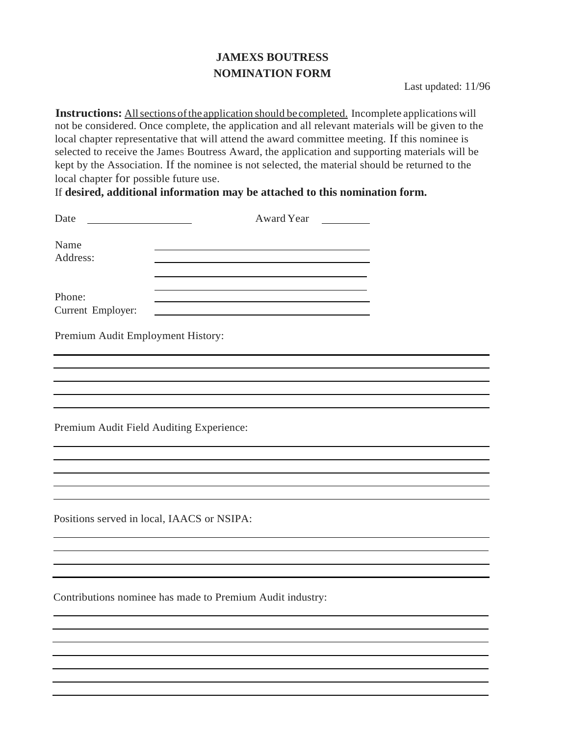# JAMEXS BOUTRESS NOMINATION FORM

Last updated: 11/96

**Instructions:** All sections of the application should be completed. Incomplete applications will not be considered. Once complete, the application and all relevant materials will be given to the local chapter representative that will attend the award committee meeting. If this nominee is selected to receive the James Boutress Award, the application and supporting materials will be kept by the Association. If the nominee is not selected, the material should be returned to the local chapter for possible future use.

If **desired, additional information may be attached to this nomination form.**

Date ____________________ Award Year __________

Name ________________________________________

Address: ________________________________________

________________________________________

________________________________________

Phone: ________________________________________

Current Employer: ________________________________________

Premium Audit Employment History:

________________________________________________________________________________

________________________________________________________________________________

________________________________________________________________________________

________________________________________________________________________________

________________________________________________________________________________

Premium Audit Field Auditing Experience:

________________________________________________________________________________

________________________________________________________________________________

________________________________________________________________________________

________________________________________________________________________________

________________________________________________________________________________

Positions served in local, IAACS or NSIPA:

________________________________________________________________________________

________________________________________________________________________________

________________________________________________________________________________

________________________________________________________________________________

Contributions nominee has made to Premium Audit industry:

________________________________________________________________________________

________________________________________________________________________________

________________________________________________________________________________

________________________________________________________________________________

________________________________________________________________________________

________________________________________________________________________________

________________________________________________________________________________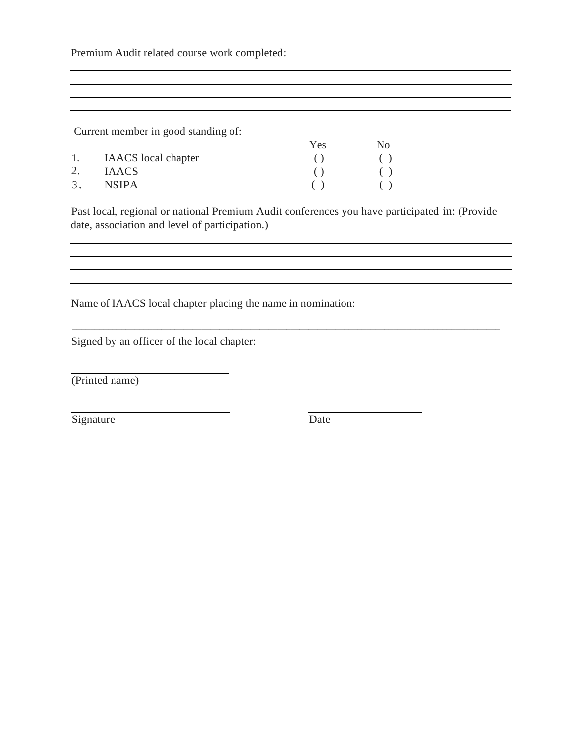Premium Audit related course work completed:

\_\_\_\_\_\_\_\_\_\_\_\_\_\_\_\_\_\_\_\_\_\_\_\_\_\_\_\_\_\_\_\_\_\_\_\_\_\_\_\_\_\_\_\_\_\_\_\_\_\_\_\_\_\_\_\_\_\_\_\_\_\_\_\_\_\_\_\_\_\_\_\_

\_\_\_\_\_\_\_\_\_\_\_\_\_\_\_\_\_\_\_\_\_\_\_\_\_\_\_\_\_\_\_\_\_\_\_\_\_\_\_\_\_\_\_\_\_\_\_\_\_\_\_\_\_\_\_\_\_\_\_\_\_\_\_\_\_\_\_\_\_\_\_\_

\_\_\_\_\_\_\_\_\_\_\_\_\_\_\_\_\_\_\_\_\_\_\_\_\_\_\_\_\_\_\_\_\_\_\_\_\_\_\_\_\_\_\_\_\_\_\_\_\_\_\_\_\_\_\_\_\_\_\_\_\_\_\_\_\_\_\_\_\_\_\_\_

\_\_\_\_\_\_\_\_\_\_\_\_\_\_\_\_\_\_\_\_\_\_\_\_\_\_\_\_\_\_\_\_\_\_\_\_\_\_\_\_\_\_\_\_\_\_\_\_\_\_\_\_\_\_\_\_\_\_\_\_\_\_\_\_\_\_\_\_\_\_\_\_

Current member in good standing of:

| | | Yes | No |
|---|---|---|---|
| 1. | IAACS local chapter | ( ) | ( ) |
| 2. | IAACS | ( ) | ( ) |
| 3. | NSIPA | ( ) | ( ) |

Past local, regional or national Premium Audit conferences you have participated in: (Provide date, association and level of participation.)

\_\_\_\_\_\_\_\_\_\_\_\_\_\_\_\_\_\_\_\_\_\_\_\_\_\_\_\_\_\_\_\_\_\_\_\_\_\_\_\_\_\_\_\_\_\_\_\_\_\_\_\_\_\_\_\_\_\_\_\_\_\_\_\_\_\_\_\_\_\_\_\_

\_\_\_\_\_\_\_\_\_\_\_\_\_\_\_\_\_\_\_\_\_\_\_\_\_\_\_\_\_\_\_\_\_\_\_\_\_\_\_\_\_\_\_\_\_\_\_\_\_\_\_\_\_\_\_\_\_\_\_\_\_\_\_\_\_\_\_\_\_\_\_\_

\_\_\_\_\_\_\_\_\_\_\_\_\_\_\_\_\_\_\_\_\_\_\_\_\_\_\_\_\_\_\_\_\_\_\_\_\_\_\_\_\_\_\_\_\_\_\_\_\_\_\_\_\_\_\_\_\_\_\_\_\_\_\_\_\_\_\_\_\_\_\_\_

\_\_\_\_\_\_\_\_\_\_\_\_\_\_\_\_\_\_\_\_\_\_\_\_\_\_\_\_\_\_\_\_\_\_\_\_\_\_\_\_\_\_\_\_\_\_\_\_\_\_\_\_\_\_\_\_\_\_\_\_\_\_\_\_\_\_\_\_\_\_\_\_

Name of IAACS local chapter placing the name in nomination:

\_\_\_\_\_\_\_\_\_\_\_\_\_\_\_\_\_\_\_\_\_\_\_\_\_\_\_\_\_\_\_\_\_\_\_\_\_\_\_\_\_\_\_\_\_\_\_\_\_\_\_\_\_\_\_\_\_\_\_\_\_\_\_\_\_\_\_\_\_\_\_\_

Signed by an officer of the local chapter:

\_\_\_\_\_\_\_\_\_\_\_\_\_\_\_\_\_\_\_\_\_\_\_\_\_\_\_\_

(Printed name)

\_\_\_\_\_\_\_\_\_\_\_\_\_\_\_\_\_\_\_\_\_\_\_\_\_\_\_\_ \_\_\_\_\_\_\_\_\_\_\_\_\_\_\_\_\_\_\_\_

Signature Date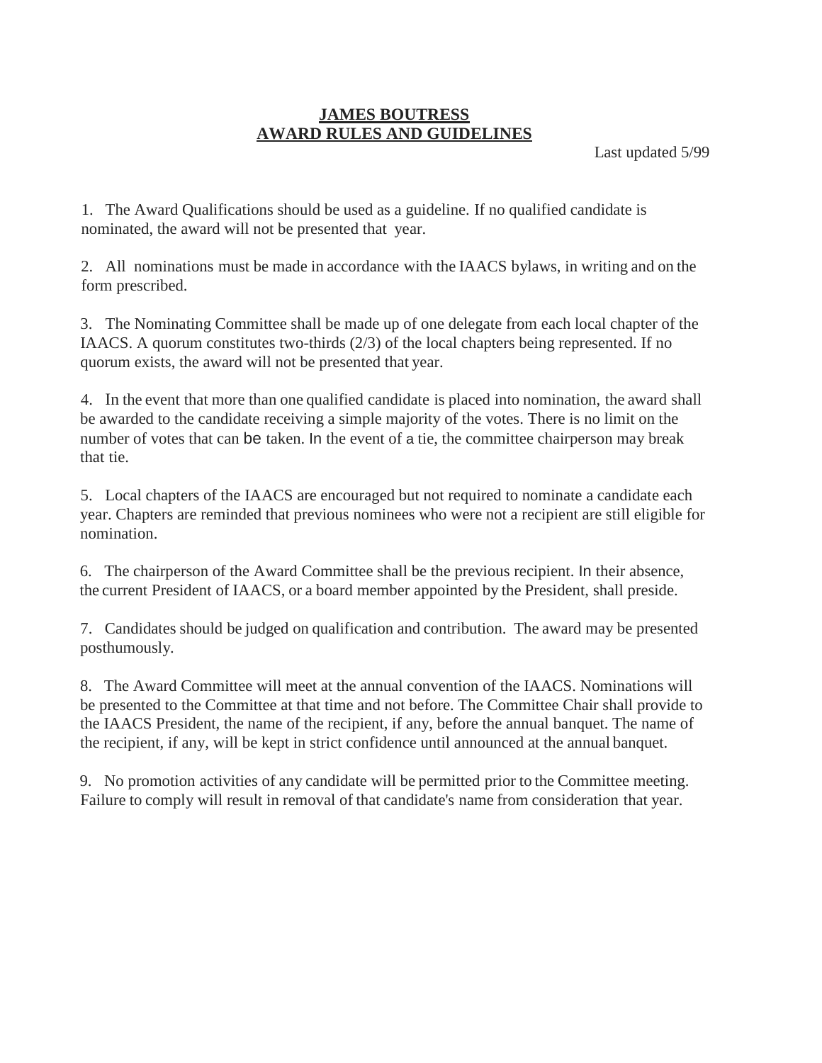# JAMES BOUTRESS
# AWARD RULES AND GUIDELINES

Last updated 5/99

1. The Award Qualifications should be used as a guideline. If no qualified candidate is nominated, the award will not be presented that year.

2. All nominations must be made in accordance with the IAACS bylaws, in writing and on the form prescribed.

3. The Nominating Committee shall be made up of one delegate from each local chapter of the IAACS. A quorum constitutes two-thirds (2/3) of the local chapters being represented. If no quorum exists, the award will not be presented that year.

4. In the event that more than one qualified candidate is placed into nomination, the award shall be awarded to the candidate receiving a simple majority of the votes. There is no limit on the number of votes that can be taken. In the event of a tie, the committee chairperson may break that tie.

5. Local chapters of the IAACS are encouraged but not required to nominate a candidate each year. Chapters are reminded that previous nominees who were not a recipient are still eligible for nomination.

6. The chairperson of the Award Committee shall be the previous recipient. In their absence, the current President of IAACS, or a board member appointed by the President, shall preside.

7. Candidates should be judged on qualification and contribution. The award may be presented posthumously.

8. The Award Committee will meet at the annual convention of the IAACS. Nominations will be presented to the Committee at that time and not before. The Committee Chair shall provide to the IAACS President, the name of the recipient, if any, before the annual banquet. The name of the recipient, if any, will be kept in strict confidence until announced at the annual banquet.

9. No promotion activities of any candidate will be permitted prior to the Committee meeting. Failure to comply will result in removal of that candidate's name from consideration that year.